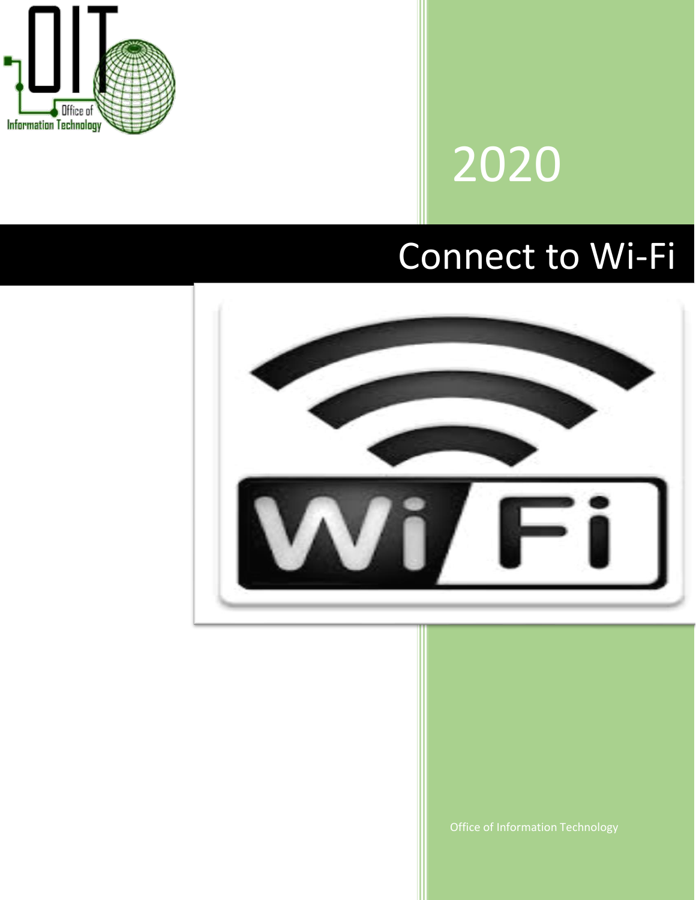2020

# Connect to Wi-Fi

Office of Information Technology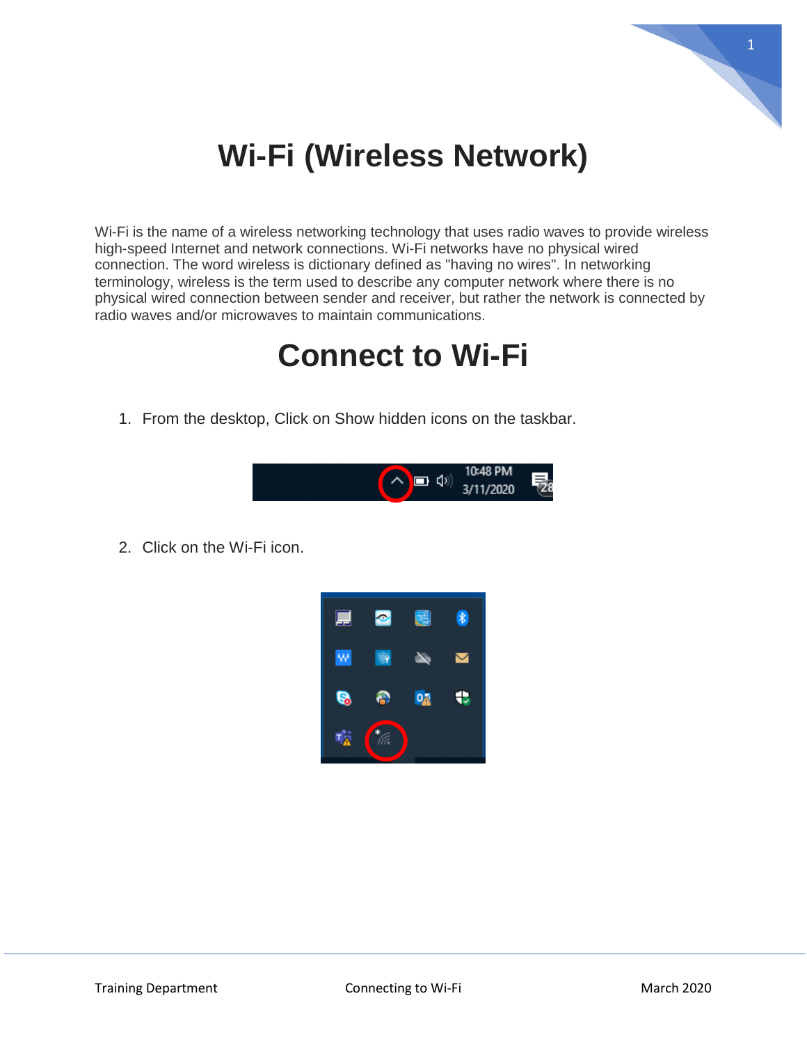# Wi-Fi (Wireless Network)

Wi-Fi is the name of a wireless networking technology that uses radio waves to provide wireless high-speed Internet and network connections. Wi-Fi networks have no physical wired connection. The word wireless is dictionary defined as "having no wires". In networking terminology, wireless is the term used to describe any computer network where there is no physical wired connection between sender and receiver, but rather the network is connected by radio waves and/or microwaves to maintain communications.

# Connect to Wi-Fi

1. From the desktop, Click on Show hidden icons on the taskbar.

2. Click on the Wi-Fi icon.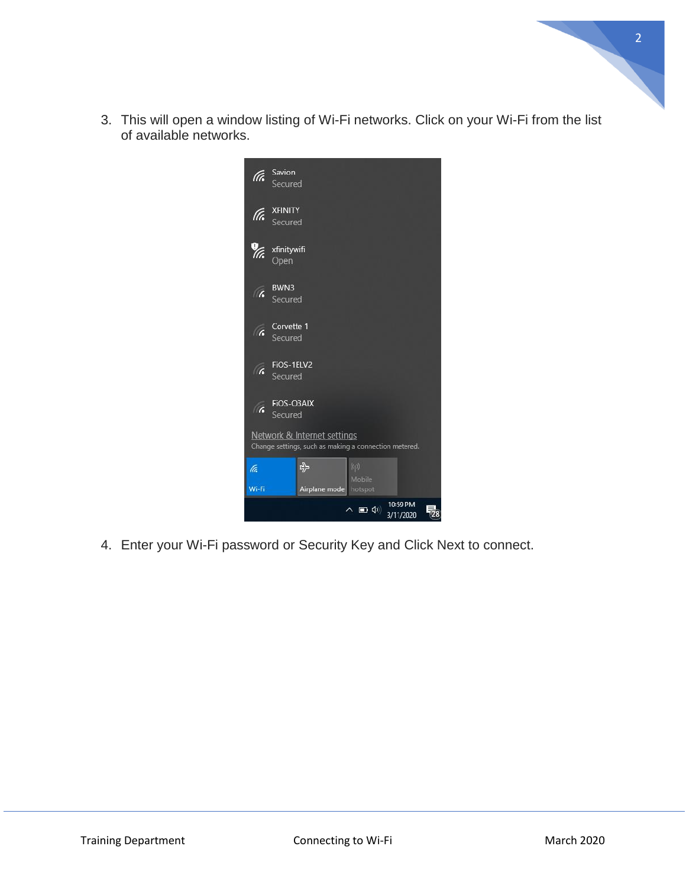3. This will open a window listing of Wi-Fi networks. Click on your Wi-Fi from the list of available networks.

4. Enter your Wi-Fi password or Security Key and Click Next to connect.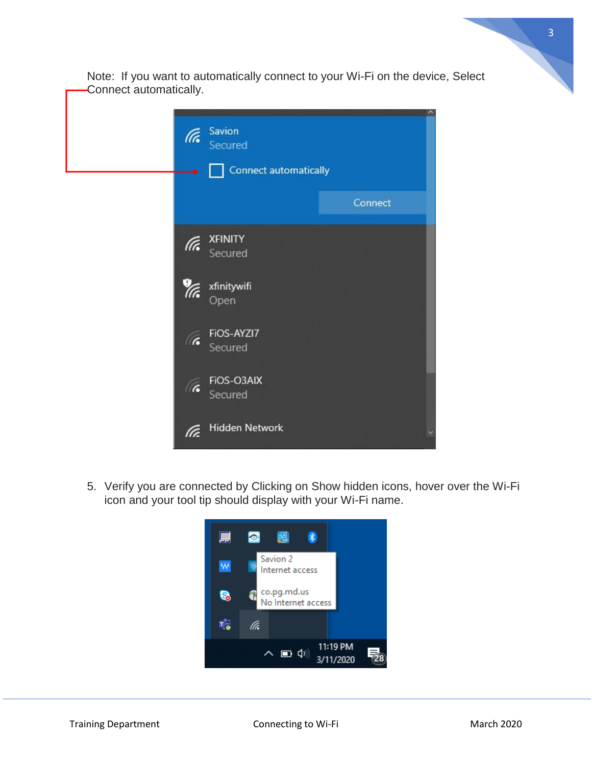Note: If you want to automatically connect to your Wi-Fi on the device, Select Connect automatically.

5. Verify you are connected by Clicking on Show hidden icons, hover over the Wi-Fi icon and your tool tip should display with your Wi-Fi name.